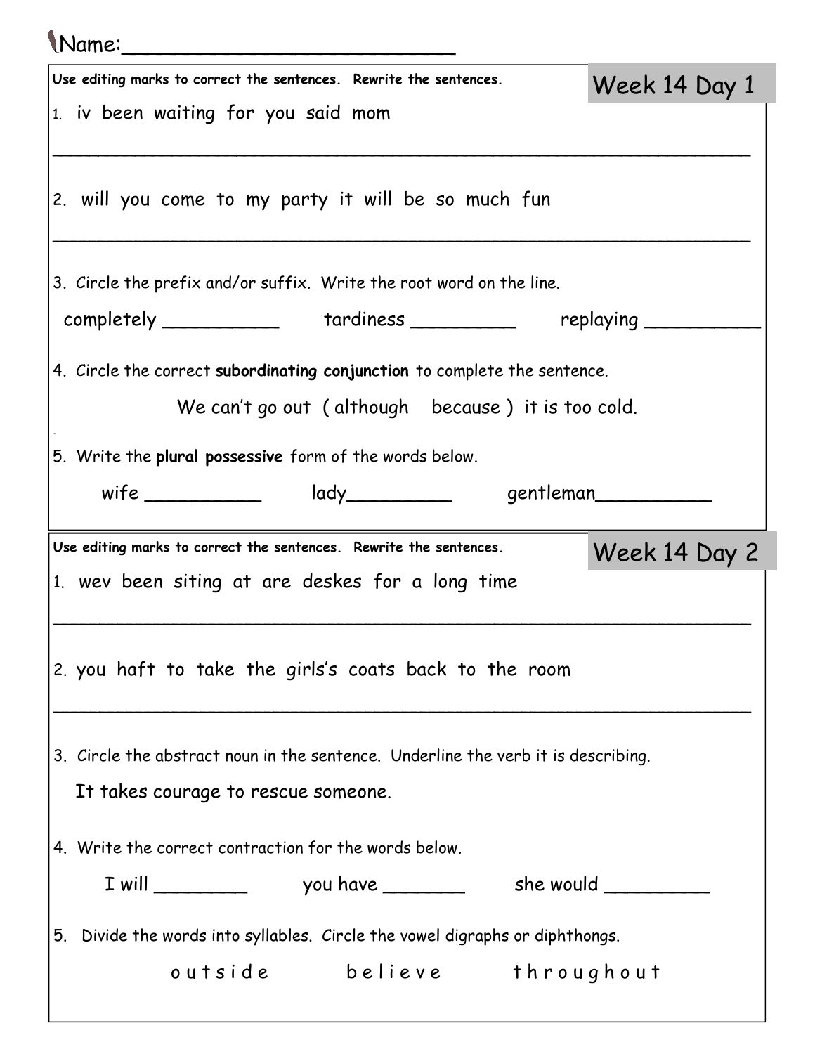Name:__________________________

## Week 14 Day 1

**Use editing marks to correct the sentences. Rewrite the sentences.**

1. iv been waiting for you said mom

_______________________________________________________________

2. will you come to my party it will be so much fun

_______________________________________________________________

3. Circle the prefix and/or suffix. Write the root word on the line.

completely __________ tardiness _________ replaying __________

4. Circle the correct **subordinating conjunction** to complete the sentence.

We can't go out ( although because ) it is too cold.

5. Write the **plural possessive** form of the words below.

wife __________ lady_________ gentleman__________

## Week 14 Day 2

**Use editing marks to correct the sentences. Rewrite the sentences.**

1. wev been siting at are deskes for a long time

_______________________________________________________________

2. you haft to take the girls's coats back to the room

_______________________________________________________________

3. Circle the abstract noun in the sentence. Underline the verb it is describing.

It takes courage to rescue someone.

4. Write the correct contraction for the words below.

I will ________ you have _______ she would _________

5. Divide the words into syllables. Circle the vowel digraphs or diphthongs.

o u t s i d e b e l i e v e t h r o u g h o u t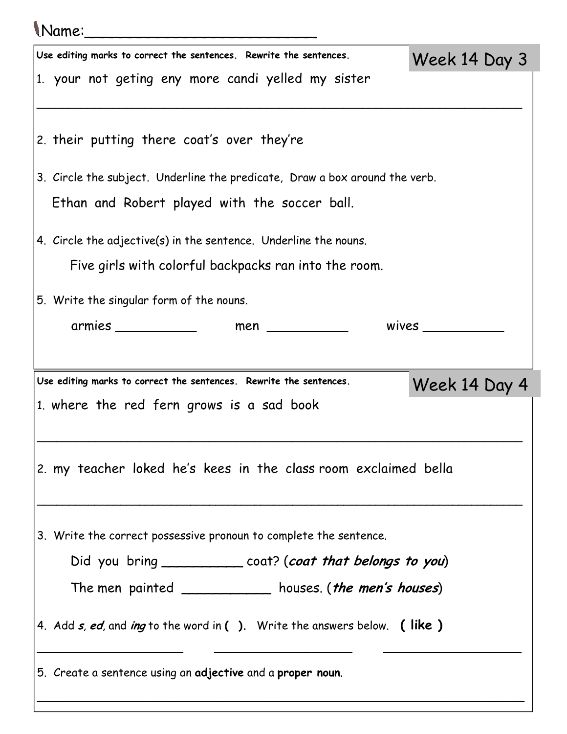Name:_________________________

## Week 14 Day 3

**Use editing marks to correct the sentences. Rewrite the sentences.**

1. your not geting eny more candi yelled my sister

_______________________________________________________________

2. their putting there coat's over they're

3. Circle the subject. Underline the predicate, Draw a box around the verb.

   Ethan and Robert played with the soccer ball.

4. Circle the adjective(s) in the sentence. Underline the nouns.

   Five girls with colorful backpacks ran into the room.

5. Write the singular form of the nouns.

   armies __________ men __________ wives __________

## Week 14 Day 4

**Use editing marks to correct the sentences. Rewrite the sentences.**

1. where the red fern grows is a sad book

_______________________________________________________________

2. my teacher loked he's kees in the class room exclaimed bella

_______________________________________________________________

3. Write the correct possessive pronoun to complete the sentence.

   Did you bring __________ coat? (***coat that belongs to you***)

   The men painted ___________ houses. (***the men's houses***)

4. Add ***s***, ***ed***, and ***ing*** to the word in **( )**. Write the answers below. **( like )**

___________________ ___________________ ___________________

5. Create a sentence using an **adjective** and a **proper noun**.

_______________________________________________________________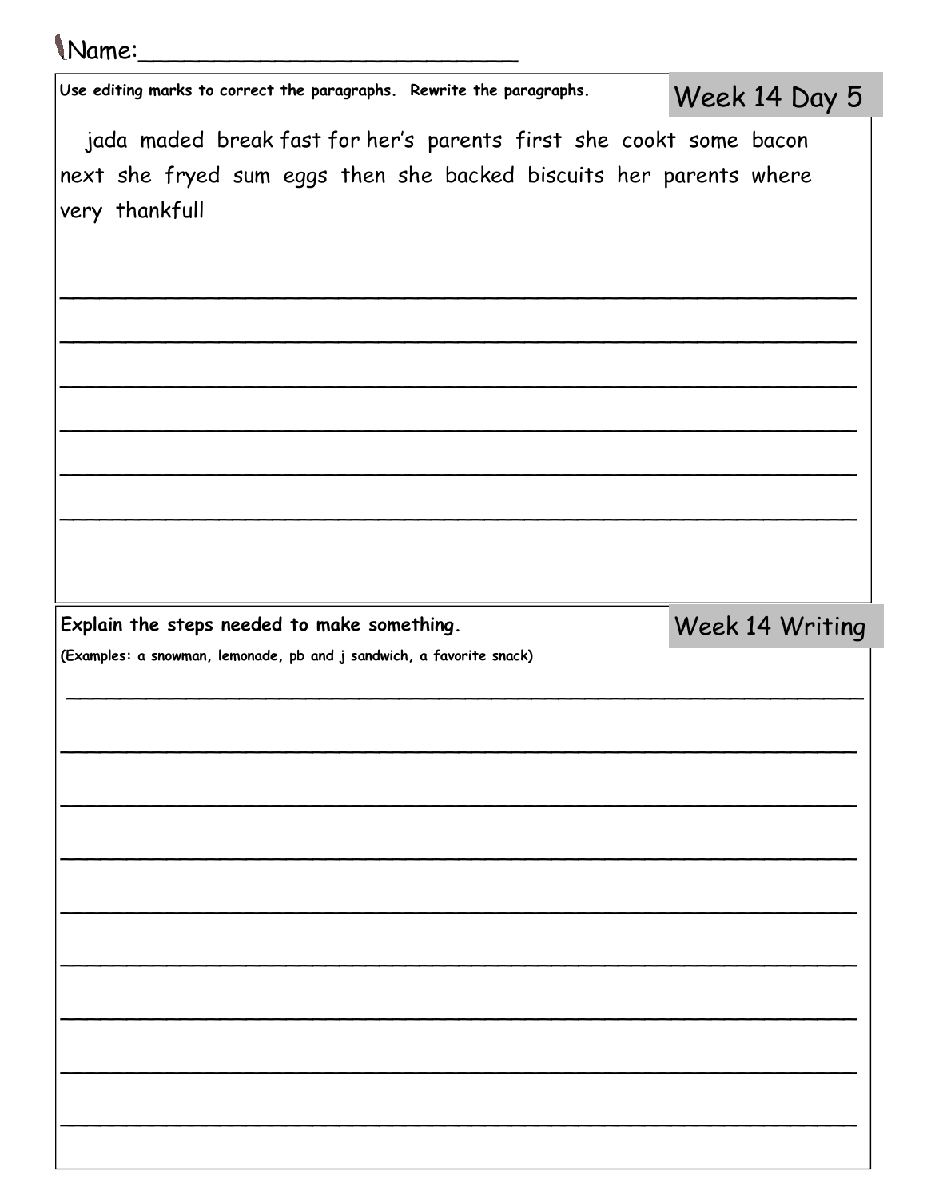Name:_________________________

Use editing marks to correct the paragraphs. Rewrite the paragraphs.

**Week 14 Day 5**

jada maded break fast for her's parents first she cookt some bacon next she fryed sum eggs then she backed biscuits her parents where very thankfull

_______________________________________________________________

_______________________________________________________________

_______________________________________________________________

_______________________________________________________________

_______________________________________________________________

_______________________________________________________________

**Explain the steps needed to make something.**

**Week 14 Writing**

**(Examples: a snowman, lemonade, pb and j sandwich, a favorite snack)**

_______________________________________________________________

_______________________________________________________________

_______________________________________________________________

_______________________________________________________________

_______________________________________________________________

_______________________________________________________________

_______________________________________________________________

_______________________________________________________________

_______________________________________________________________